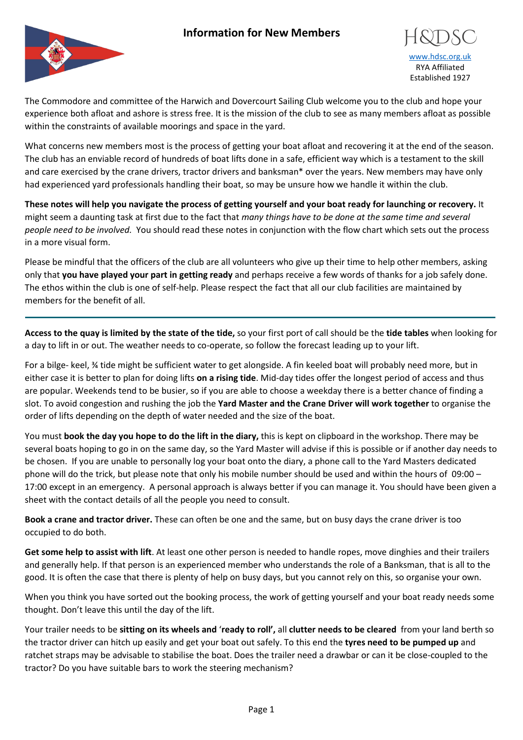# Information for New Members

H&DSC

www.hdsc.org.uk
RYA Affiliated
Established 1927

The Commodore and committee of the Harwich and Dovercourt Sailing Club welcome you to the club and hope your experience both afloat and ashore is stress free. It is the mission of the club to see as many members afloat as possible within the constraints of available moorings and space in the yard.

What concerns new members most is the process of getting your boat afloat and recovering it at the end of the season. The club has an enviable record of hundreds of boat lifts done in a safe, efficient way which is a testament to the skill and care exercised by the crane drivers, tractor drivers and banksman* over the years. New members may have only had experienced yard professionals handling their boat, so may be unsure how we handle it within the club.

**These notes will help you navigate the process of getting yourself and your boat ready for launching or recovery.** It might seem a daunting task at first due to the fact that *many things have to be done at the same time and several people need to be involved.* You should read these notes in conjunction with the flow chart which sets out the process in a more visual form.

Please be mindful that the officers of the club are all volunteers who give up their time to help other members, asking only that **you have played your part in getting ready** and perhaps receive a few words of thanks for a job safely done. The ethos within the club is one of self-help. Please respect the fact that all our club facilities are maintained by members for the benefit of all.

---

**Access to the quay is limited by the state of the tide,** so your first port of call should be the **tide tables** when looking for a day to lift in or out. The weather needs to co-operate, so follow the forecast leading up to your lift.

For a bilge- keel, ¾ tide might be sufficient water to get alongside. A fin keeled boat will probably need more, but in either case it is better to plan for doing lifts **on a rising tide**. Mid-day tides offer the longest period of access and thus are popular. Weekends tend to be busier, so if you are able to choose a weekday there is a better chance of finding a slot. To avoid congestion and rushing the job the **Yard Master and the Crane Driver will work together** to organise the order of lifts depending on the depth of water needed and the size of the boat.

You must **book the day you hope to do the lift in the diary,** this is kept on clipboard in the workshop. There may be several boats hoping to go in on the same day, so the Yard Master will advise if this is possible or if another day needs to be chosen. If you are unable to personally log your boat onto the diary, a phone call to the Yard Masters dedicated phone will do the trick, but please note that only his mobile number should be used and within the hours of 09:00 – 17:00 except in an emergency. A personal approach is always better if you can manage it. You should have been given a sheet with the contact details of all the people you need to consult.

**Book a crane and tractor driver.** These can often be one and the same, but on busy days the crane driver is too occupied to do both.

**Get some help to assist with lift**. At least one other person is needed to handle ropes, move dinghies and their trailers and generally help. If that person is an experienced member who understands the role of a Banksman, that is all to the good. It is often the case that there is plenty of help on busy days, but you cannot rely on this, so organise your own.

When you think you have sorted out the booking process, the work of getting yourself and your boat ready needs some thought. Don't leave this until the day of the lift.

Your trailer needs to be **sitting on its wheels and 'ready to roll',** all **clutter needs to be cleared** from your land berth so the tractor driver can hitch up easily and get your boat out safely. To this end the **tyres need to be pumped up** and ratchet straps may be advisable to stabilise the boat. Does the trailer need a drawbar or can it be close-coupled to the tractor? Do you have suitable bars to work the steering mechanism?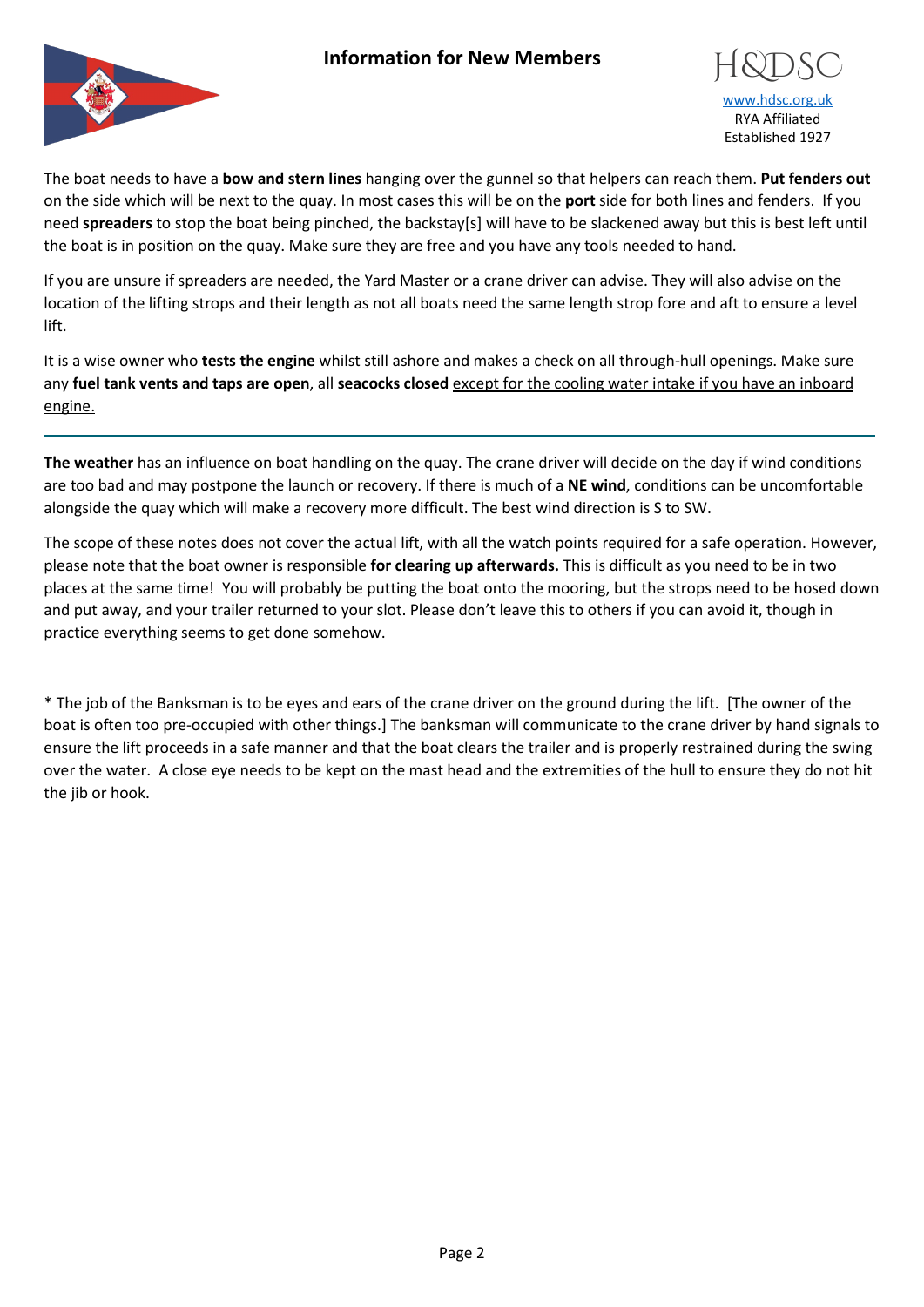The boat needs to have a **bow and stern lines** hanging over the gunnel so that helpers can reach them. **Put fenders out** on the side which will be next to the quay. In most cases this will be on the **port** side for both lines and fenders. If you need **spreaders** to stop the boat being pinched, the backstay[s] will have to be slackened away but this is best left until the boat is in position on the quay. Make sure they are free and you have any tools needed to hand.

If you are unsure if spreaders are needed, the Yard Master or a crane driver can advise. They will also advise on the location of the lifting strops and their length as not all boats need the same length strop fore and aft to ensure a level lift.

It is a wise owner who **tests the engine** whilst still ashore and makes a check on all through-hull openings. Make sure any **fuel tank vents and taps are open**, all **seacocks closed** <u>except for the cooling water intake if you have an inboard engine.</u>

---

**The weather** has an influence on boat handling on the quay. The crane driver will decide on the day if wind conditions are too bad and may postpone the launch or recovery. If there is much of a **NE wind**, conditions can be uncomfortable alongside the quay which will make a recovery more difficult. The best wind direction is S to SW.

The scope of these notes does not cover the actual lift, with all the watch points required for a safe operation. However, please note that the boat owner is responsible **for clearing up afterwards.** This is difficult as you need to be in two places at the same time! You will probably be putting the boat onto the mooring, but the strops need to be hosed down and put away, and your trailer returned to your slot. Please don't leave this to others if you can avoid it, though in practice everything seems to get done somehow.

* The job of the Banksman is to be eyes and ears of the crane driver on the ground during the lift. [The owner of the boat is often too pre-occupied with other things.] The banksman will communicate to the crane driver by hand signals to ensure the lift proceeds in a safe manner and that the boat clears the trailer and is properly restrained during the swing over the water. A close eye needs to be kept on the mast head and the extremities of the hull to ensure they do not hit the jib or hook.